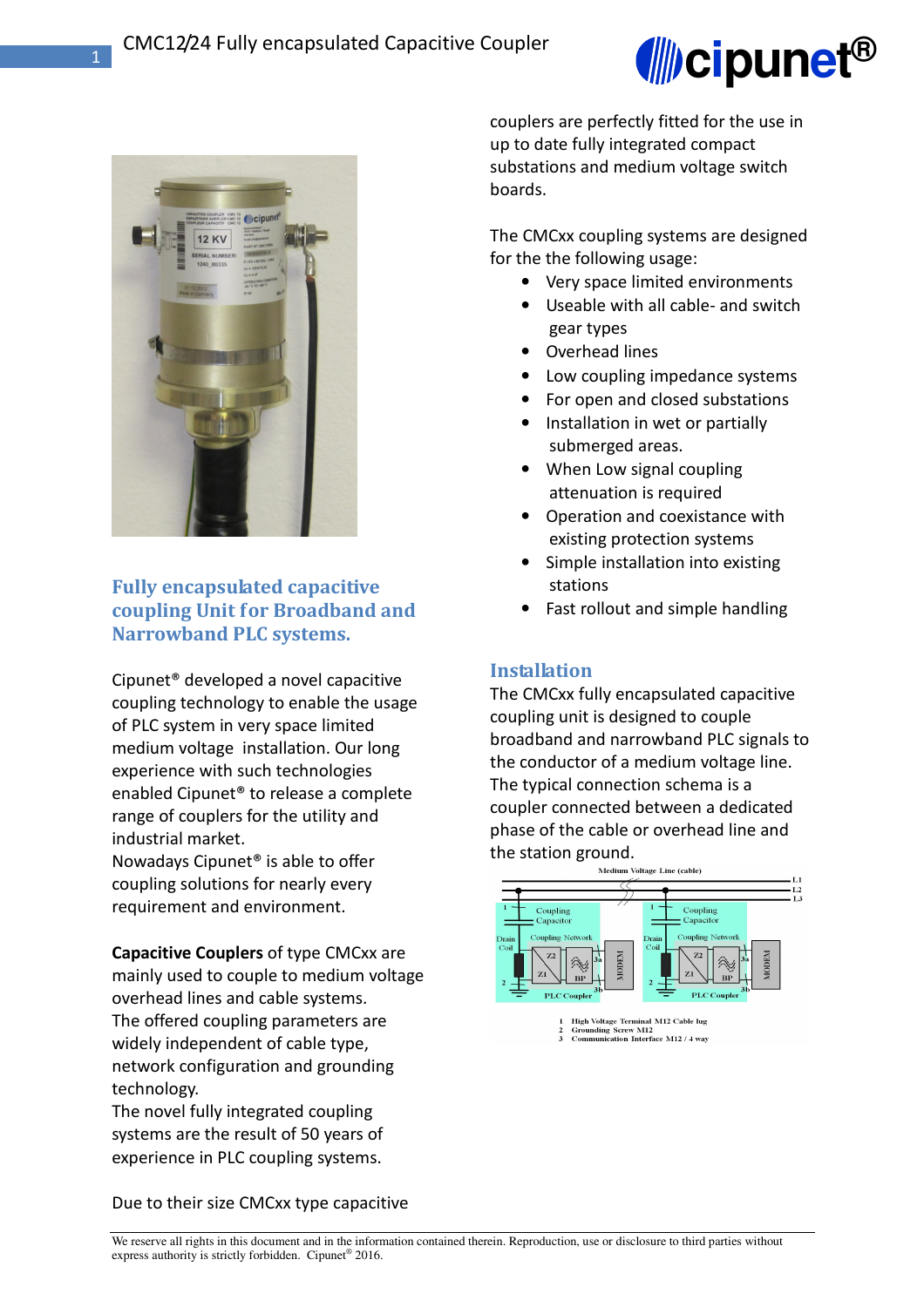## Fully encapsulated capacitive coupling Unit for Broadband and Narrowband PLC systems.

Cipunet® developed a novel capacitive coupling technology to enable the usage of PLC system in very space limited medium voltage installation. Our long experience with such technologies enabled Cipunet® to release a complete range of couplers for the utility and industrial market.
Nowadays Cipunet® is able to offer coupling solutions for nearly every requirement and environment.

**Capacitive Couplers** of type CMCxx are mainly used to couple to medium voltage overhead lines and cable systems.
The offered coupling parameters are widely independent of cable type, network configuration and grounding technology.
The novel fully integrated coupling systems are the result of 50 years of experience in PLC coupling systems.

Due to their size CMCxx type capacitive couplers are perfectly fitted for the use in up to date fully integrated compact substations and medium voltage switch boards.

The CMCxx coupling systems are designed for the the following usage:

- Very space limited environments
- Useable with all cable- and switch gear types
- Overhead lines
- Low coupling impedance systems
- For open and closed substations
- Installation in wet or partially submerged areas.
- When Low signal coupling attenuation is required
- Operation and coexistence with existing protection systems
- Simple installation into existing stations
- Fast rollout and simple handling

## Installation

The CMCxx fully encapsulated capacitive coupling unit is designed to couple broadband and narrowband PLC signals to the conductor of a medium voltage line. The typical connection schema is a coupler connected between a dedicated phase of the cable or overhead line and the station ground.

We reserve all rights in this document and in the information contained therein. Reproduction, use or disclosure to third parties without express authority is strictly forbidden. Cipunet® 2016.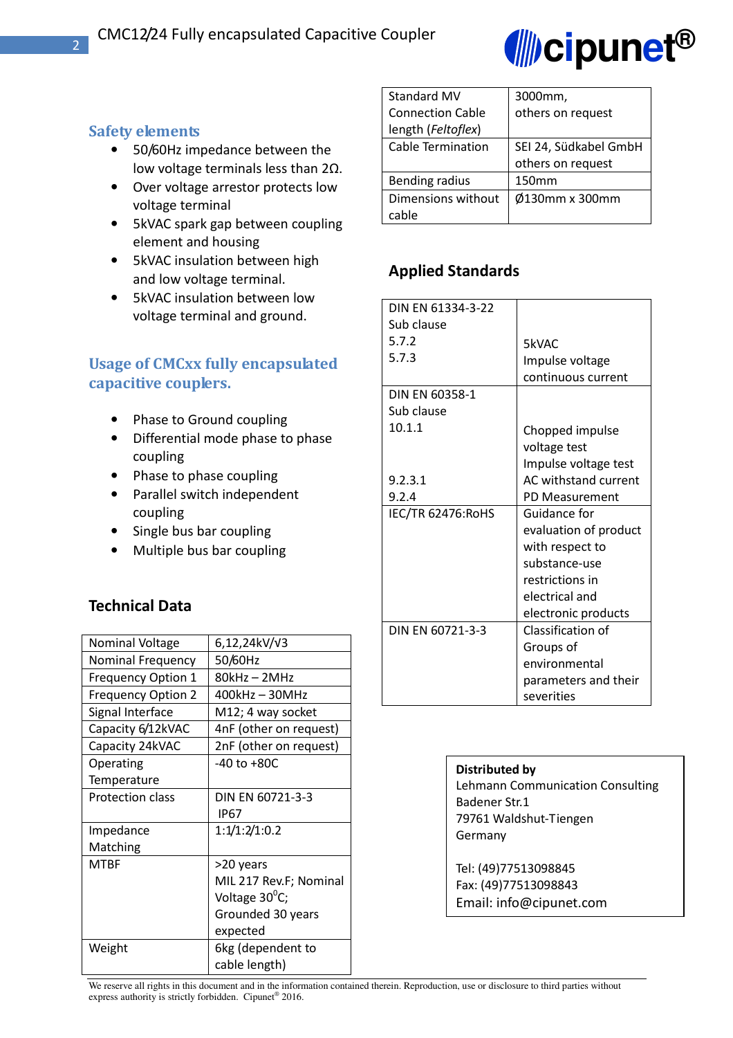## Safety elements

- 50/60Hz impedance between the low voltage terminals less than 2Ω.
- Over voltage arrestor protects low voltage terminal
- 5kVAC spark gap between coupling element and housing
- 5kVAC insulation between high and low voltage terminal.
- 5kVAC insulation between low voltage terminal and ground.

## Usage of CMCxx fully encapsulated capacitive couplers.

- Phase to Ground coupling
- Differential mode phase to phase coupling
- Phase to phase coupling
- Parallel switch independent coupling
- Single bus bar coupling
- Multiple bus bar coupling

## Technical Data

| | |
|---|---|
| Nominal Voltage | 6,12,24kV/√3 |
| Nominal Frequency | 50/60Hz |
| Frequency Option 1 | 80kHz – 2MHz |
| Frequency Option 2 | 400kHz – 30MHz |
| Signal Interface | M12; 4 way socket |
| Capacity 6/12kVAC | 4nF (other on request) |
| Capacity 24kVAC | 2nF (other on request) |
| Operating Temperature | -40 to +80C |
| Protection class | DIN EN 60721-3-3 IP67 |
| Impedance Matching | 1:1/1:2/1:0.2 |
| MTBF | >20 years MIL 217 Rev.F; Nominal Voltage 30$^0$C; Grounded 30 years expected |
| Weight | 6kg (dependent to cable length) |
| Standard MV Connection Cable length (*Feltoflex*) | 3000mm, others on request |
| Cable Termination | SEI 24, Südkabel GmbH others on request |
| Bending radius | 150mm |
| Dimensions without cable | Ø130mm x 300mm |

## Applied Standards

| | |
|---|---|
| DIN EN 61334-3-22 Sub clause 5.7.2 5.7.3 | 5kVAC Impulse voltage continuous current |
| DIN EN 60358-1 Sub clause 10.1.1 9.2.3.1 9.2.4 | Chopped impulse voltage test Impulse voltage test AC withstand current PD Measurement |
| IEC/TR 62476:RoHS | Guidance for evaluation of product with respect to substance-use restrictions in electrical and electronic products |
| DIN EN 60721-3-3 | Classification of Groups of environmental parameters and their severities |

**Distributed by**
Lehmann Communication Consulting
Badener Str.1
79761 Waldshut-Tiengen
Germany

Tel: (49)77513098845
Fax: (49)77513098843
Email: info@cipunet.com

We reserve all rights in this document and in the information contained therein. Reproduction, use or disclosure to third parties without express authority is strictly forbidden. Cipunet® 2016.